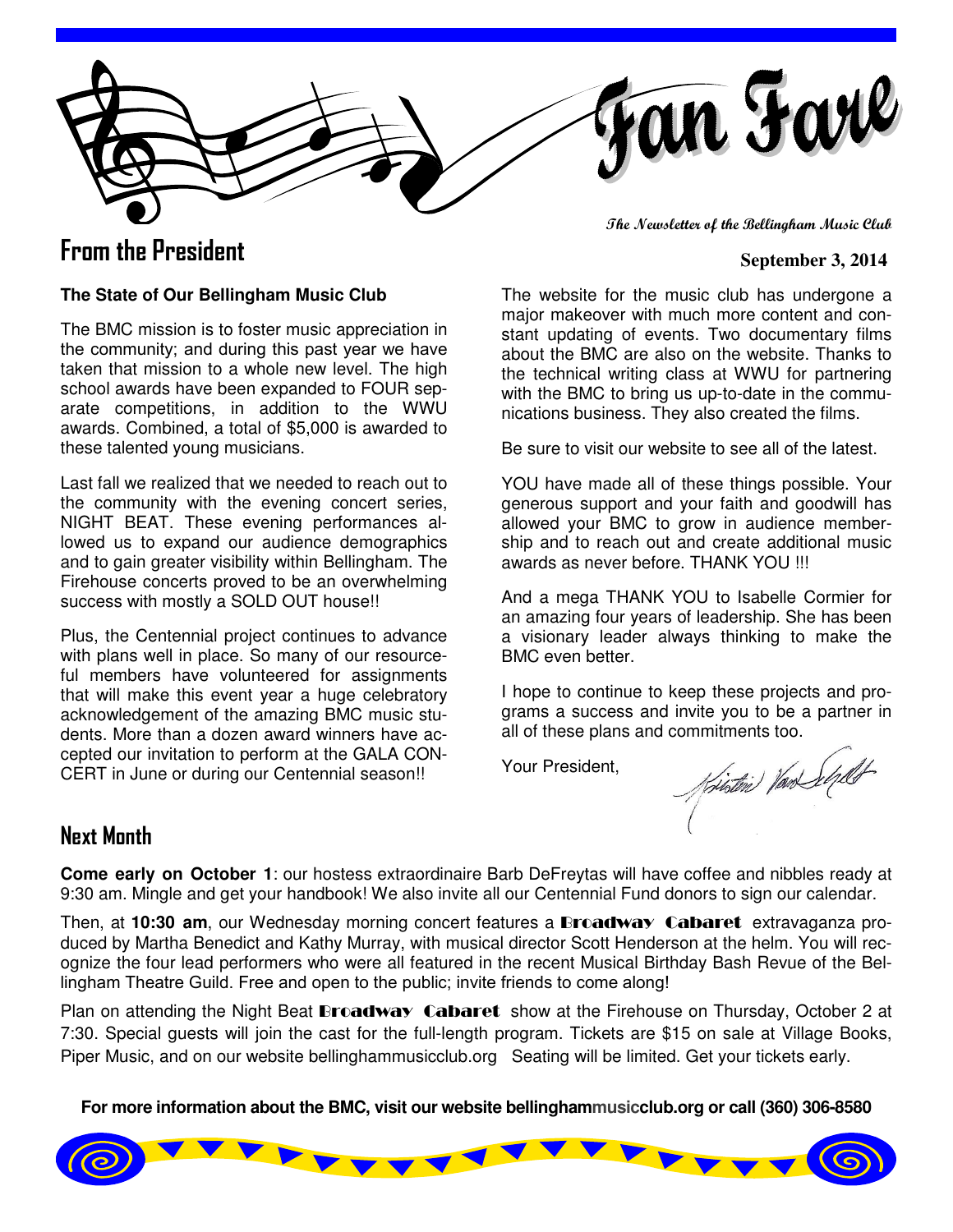# Fan Fare

*The Newsletter of the Bellingham Music Club*

**September 3, 2014**

## From the President

**The State of Our Bellingham Music Club**

The BMC mission is to foster music appreciation in the community; and during this past year we have taken that mission to a whole new level. The high school awards have been expanded to FOUR separate competitions, in addition to the WWU awards. Combined, a total of $5,000 is awarded to these talented young musicians.

Last fall we realized that we needed to reach out to the community with the evening concert series, NIGHT BEAT. These evening performances allowed us to expand our audience demographics and to gain greater visibility within Bellingham. The Firehouse concerts proved to be an overwhelming success with mostly a SOLD OUT house!!

Plus, the Centennial project continues to advance with plans well in place. So many of our resourceful members have volunteered for assignments that will make this event year a huge celebratory acknowledgement of the amazing BMC music students. More than a dozen award winners have accepted our invitation to perform at the GALA CONCERT in June or during our Centennial season!!

The website for the music club has undergone a major makeover with much more content and constant updating of events. Two documentary films about the BMC are also on the website. Thanks to the technical writing class at WWU for partnering with the BMC to bring us up-to-date in the communications business. They also created the films.

Be sure to visit our website to see all of the latest.

YOU have made all of these things possible. Your generous support and your faith and goodwill has allowed your BMC to grow in audience membership and to reach out and create additional music awards as never before. THANK YOU !!!

And a mega THANK YOU to Isabelle Cormier for an amazing four years of leadership. She has been a visionary leader always thinking to make the BMC even better.

I hope to continue to keep these projects and programs a success and invite you to be a partner in all of these plans and commitments too.

Your President,

Kristine Van Schelt

## Next Month

**Come early on October 1**: our hostess extraordinaire Barb DeFreytas will have coffee and nibbles ready at 9:30 am. Mingle and get your handbook! We also invite all our Centennial Fund donors to sign our calendar.

Then, at **10:30 am**, our Wednesday morning concert features a **Broadway Cabaret** extravaganza produced by Martha Benedict and Kathy Murray, with musical director Scott Henderson at the helm. You will recognize the four lead performers who were all featured in the recent Musical Birthday Bash Revue of the Bellingham Theatre Guild. Free and open to the public; invite friends to come along!

Plan on attending the Night Beat **Broadway Cabaret** show at the Firehouse on Thursday, October 2 at 7:30. Special guests will join the cast for the full-length program. Tickets are $15 on sale at Village Books, Piper Music, and on our website bellinghammusicclub.org Seating will be limited. Get your tickets early.

**For more information about the BMC, visit our website bellinghammusicclub.org or call (360) 306-8580**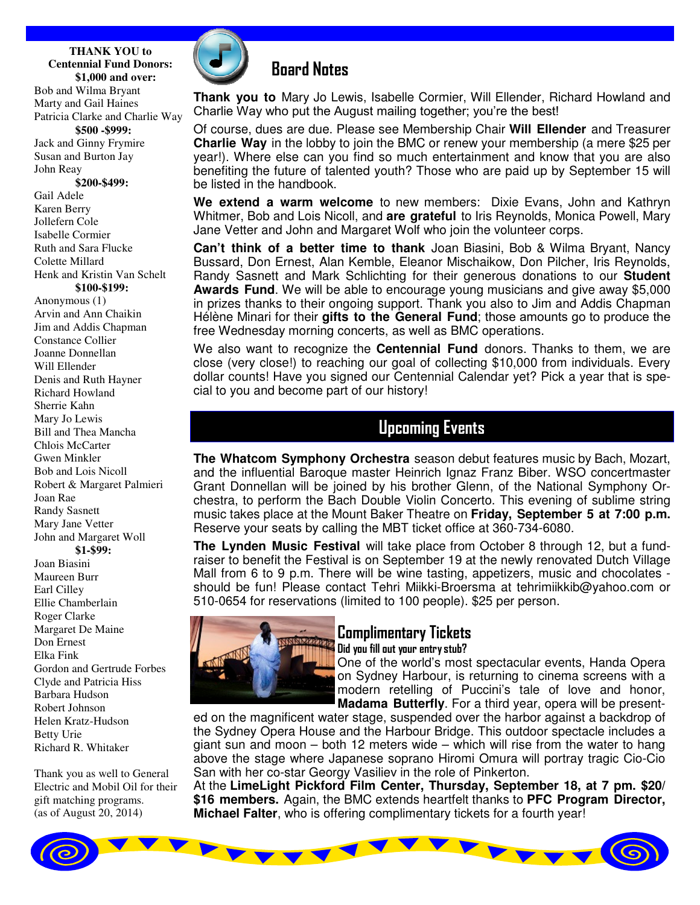**THANK YOU to Centennial Fund Donors:**

**$1,000 and over:**

Bob and Wilma Bryant
Marty and Gail Haines
Patricia Clarke and Charlie Way

**$500 -$999:**

Jack and Ginny Frymire
Susan and Burton Jay
John Reay

**$200-$499:**

Gail Adele
Karen Berry
Jollefern Cole
Isabelle Cormier
Ruth and Sara Flucke
Colette Millard
Henk and Kristin Van Schelt

**$100-$199:**

Anonymous (1)
Arvin and Ann Chaikin
Jim and Addis Chapman
Constance Collier
Joanne Donnellan
Will Ellender
Denis and Ruth Hayner
Richard Howland
Sherrie Kahn
Mary Jo Lewis
Bill and Thea Mancha
Chlois McCarter
Gwen Minkler
Bob and Lois Nicoll
Robert & Margaret Palmieri
Joan Rae
Randy Sasnett
Mary Jane Vetter
John and Margaret Woll

**$1-$99:**

Joan Biasini
Maureen Burr
Earl Cilley
Ellie Chamberlain
Roger Clarke
Margaret De Maine
Don Ernest
Elka Fink
Gordon and Gertrude Forbes
Clyde and Patricia Hiss
Barbara Hudson
Robert Johnson
Helen Kratz-Hudson
Betty Urie
Richard R. Whitaker

Thank you as well to General Electric and Mobil Oil for their gift matching programs.
(as of August 20, 2014)

## Board Notes

**Thank you to** Mary Jo Lewis, Isabelle Cormier, Will Ellender, Richard Howland and Charlie Way who put the August mailing together; you're the best!

Of course, dues are due. Please see Membership Chair **Will Ellender** and Treasurer **Charlie Way** in the lobby to join the BMC or renew your membership (a mere $25 per year!). Where else can you find so much entertainment and know that you are also benefiting the future of talented youth? Those who are paid up by September 15 will be listed in the handbook.

**We extend a warm welcome** to new members: Dixie Evans, John and Kathryn Whitmer, Bob and Lois Nicoll, and **are grateful** to Iris Reynolds, Monica Powell, Mary Jane Vetter and John and Margaret Wolf who join the volunteer corps.

**Can't think of a better time to thank** Joan Biasini, Bob & Wilma Bryant, Nancy Bussard, Don Ernest, Alan Kemble, Eleanor Mischaikow, Don Pilcher, Iris Reynolds, Randy Sasnett and Mark Schlichting for their generous donations to our **Student Awards Fund**. We will be able to encourage young musicians and give away $5,000 in prizes thanks to their ongoing support. Thank you also to Jim and Addis Chapman Hélène Minari for their **gifts to the General Fund**; those amounts go to produce the free Wednesday morning concerts, as well as BMC operations.

We also want to recognize the **Centennial Fund** donors. Thanks to them, we are close (very close!) to reaching our goal of collecting $10,000 from individuals. Every dollar counts! Have you signed our Centennial Calendar yet? Pick a year that is special to you and become part of our history!

## Upcoming Events

**The Whatcom Symphony Orchestra** season debut features music by Bach, Mozart, and the influential Baroque master Heinrich Ignaz Franz Biber. WSO concertmaster Grant Donnellan will be joined by his brother Glenn, of the National Symphony Orchestra, to perform the Bach Double Violin Concerto. This evening of sublime string music takes place at the Mount Baker Theatre on **Friday, September 5 at 7:00 p.m.** Reserve your seats by calling the MBT ticket office at 360-734-6080.

**The Lynden Music Festival** will take place from October 8 through 12, but a fundraiser to benefit the Festival is on September 19 at the newly renovated Dutch Village Mall from 6 to 9 p.m. There will be wine tasting, appetizers, music and chocolates - should be fun! Please contact Tehri Miikki-Broersma at tehrimiikkib@yahoo.com or 510-0654 for reservations (limited to 100 people). $25 per person.

## Complimentary Tickets

**Did you fill out your entry stub?**

One of the world's most spectacular events, Handa Opera on Sydney Harbour, is returning to cinema screens with a modern retelling of Puccini's tale of love and honor, **Madama Butterfly**. For a third year, opera will be presented on the magnificent water stage, suspended over the harbor against a backdrop of the Sydney Opera House and the Harbour Bridge. This outdoor spectacle includes a giant sun and moon – both 12 meters wide – which will rise from the water to hang above the stage where Japanese soprano Hiromi Omura will portray tragic Cio-Cio San with her co-star Georgy Vasiliev in the role of Pinkerton.

At the **LimeLight Pickford Film Center, Thursday, September 18, at 7 pm. $20/ $16 members.** Again, the BMC extends heartfelt thanks to **PFC Program Director, Michael Falter**, who is offering complimentary tickets for a fourth year!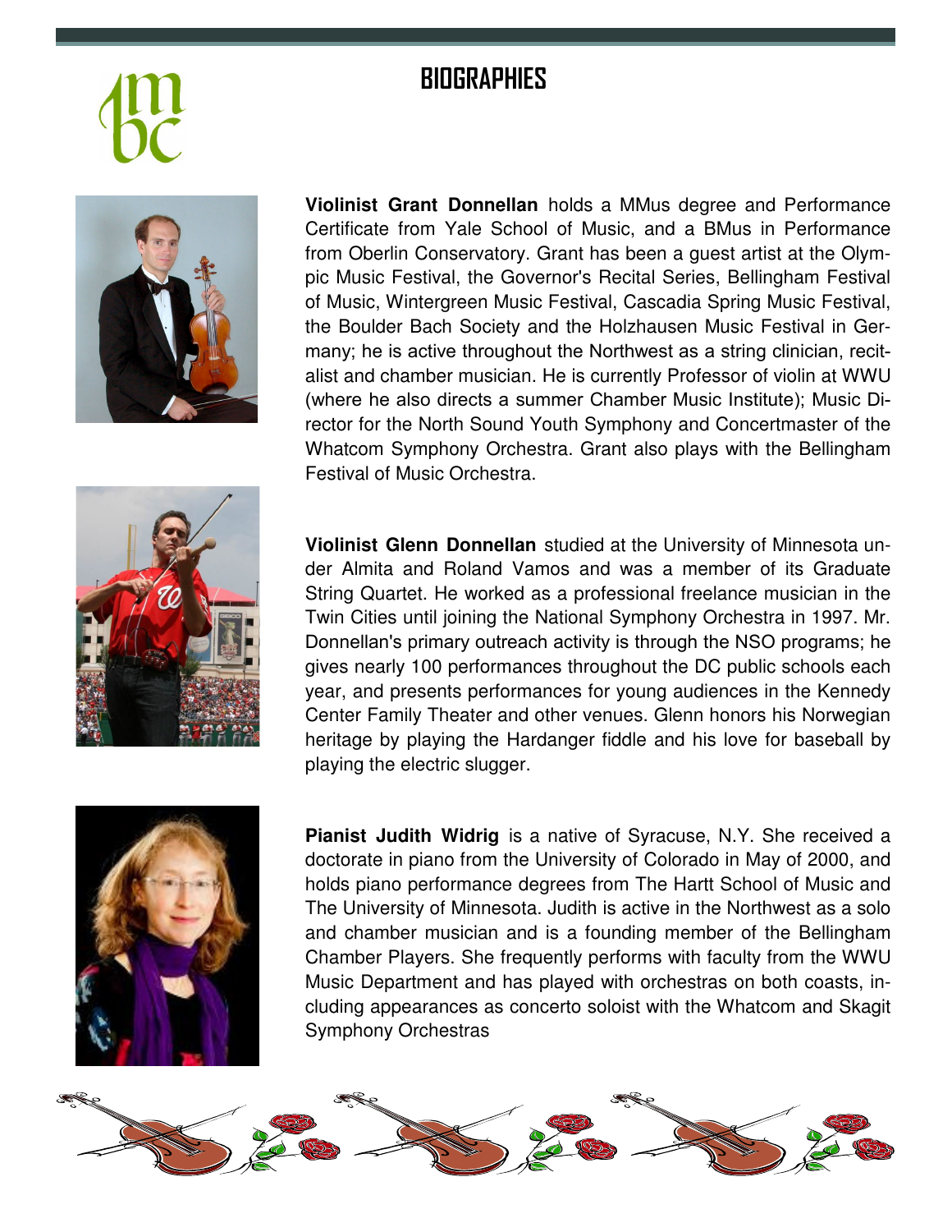# BIOGRAPHIES

**Violinist Grant Donnellan** holds a MMus degree and Performance Certificate from Yale School of Music, and a BMus in Performance from Oberlin Conservatory. Grant has been a guest artist at the Olympic Music Festival, the Governor's Recital Series, Bellingham Festival of Music, Wintergreen Music Festival, Cascadia Spring Music Festival, the Boulder Bach Society and the Holzhausen Music Festival in Germany; he is active throughout the Northwest as a string clinician, recitalist and chamber musician. He is currently Professor of violin at WWU (where he also directs a summer Chamber Music Institute); Music Director for the North Sound Youth Symphony and Concertmaster of the Whatcom Symphony Orchestra. Grant also plays with the Bellingham Festival of Music Orchestra.

**Violinist Glenn Donnellan** studied at the University of Minnesota under Almita and Roland Vamos and was a member of its Graduate String Quartet. He worked as a professional freelance musician in the Twin Cities until joining the National Symphony Orchestra in 1997. Mr. Donnellan's primary outreach activity is through the NSO programs; he gives nearly 100 performances throughout the DC public schools each year, and presents performances for young audiences in the Kennedy Center Family Theater and other venues. Glenn honors his Norwegian heritage by playing the Hardanger fiddle and his love for baseball by playing the electric slugger.

**Pianist Judith Widrig** is a native of Syracuse, N.Y. She received a doctorate in piano from the University of Colorado in May of 2000, and holds piano performance degrees from The Hartt School of Music and The University of Minnesota. Judith is active in the Northwest as a solo and chamber musician and is a founding member of the Bellingham Chamber Players. She frequently performs with faculty from the WWU Music Department and has played with orchestras on both coasts, including appearances as concerto soloist with the Whatcom and Skagit Symphony Orchestras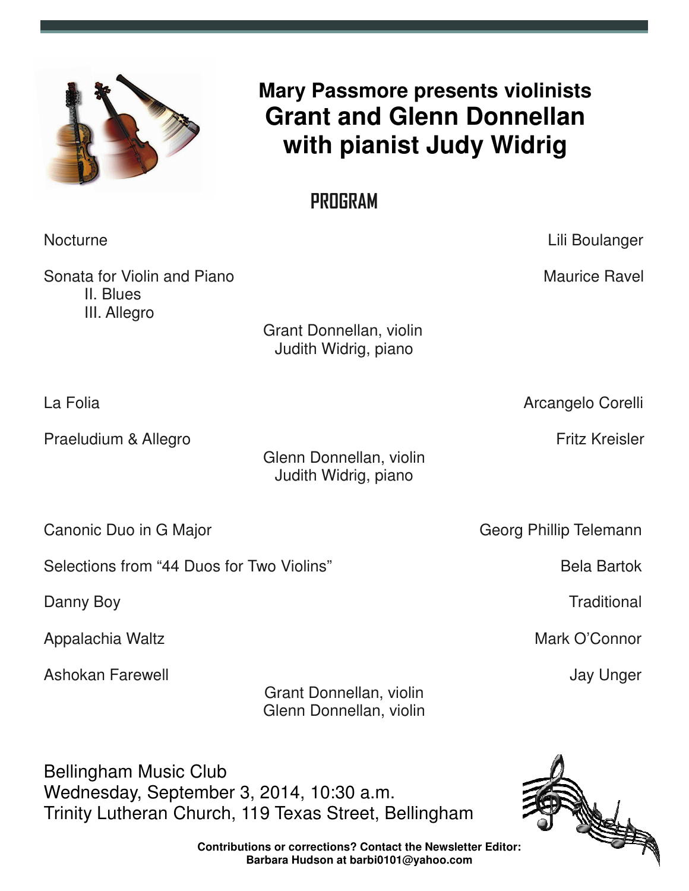# Mary Passmore presents violinists Grant and Glenn Donnellan with pianist Judy Widrig

## PROGRAM

Nocturne — Lili Boulanger

Sonata for Violin and Piano — Maurice Ravel
- II. Blues
- III. Allegro

Grant Donnellan, violin
Judith Widrig, piano

La Folia — Arcangelo Corelli

Praeludium & Allegro — Fritz Kreisler

Glenn Donnellan, violin
Judith Widrig, piano

Canonic Duo in G Major — Georg Phillip Telemann

Selections from "44 Duos for Two Violins" — Bela Bartok

Danny Boy — Traditional

Appalachia Waltz — Mark O'Connor

Ashokan Farewell — Jay Unger

Grant Donnellan, violin
Glenn Donnellan, violin

Bellingham Music Club
Wednesday, September 3, 2014, 10:30 a.m.
Trinity Lutheran Church, 119 Texas Street, Bellingham

**Contributions or corrections? Contact the Newsletter Editor: Barbara Hudson at barbi0101@yahoo.com**